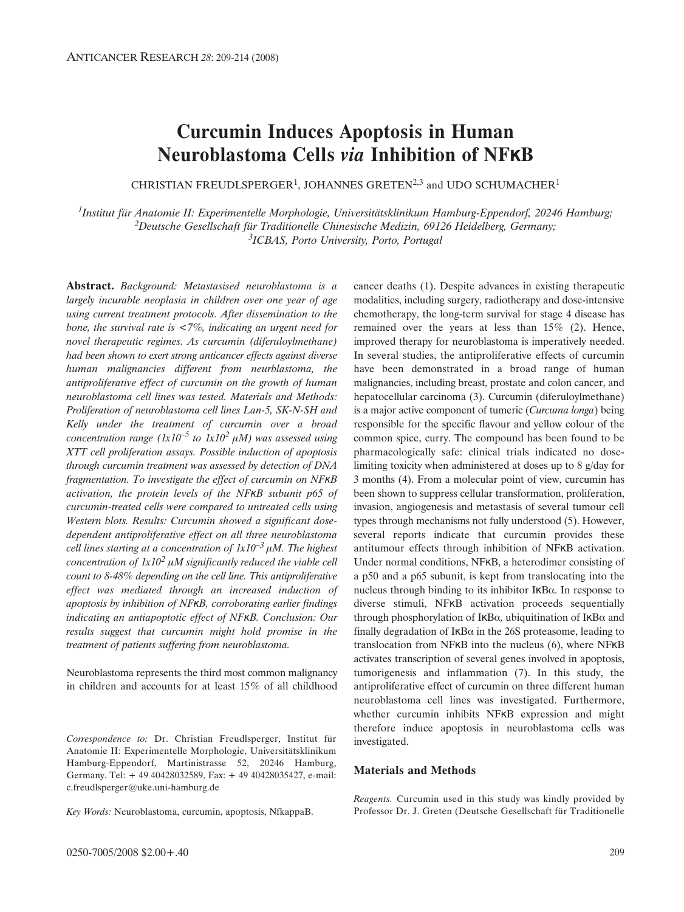# Curcumin Induces Apoptosis in Human Neuroblastoma Cells *via* Inhibition of NFκB

CHRISTIAN FREUDLSPERGER[1], JOHANNES GRETEN[2,3] and UDO SCHUMACHER[1]

*[1]Institut für Anatomie II: Experimentelle Morphologie, Universitätsklinikum Hamburg-Eppendorf, 20246 Hamburg;*
*[2]Deutsche Gesellschaft für Traditionelle Chinesische Medizin, 69126 Heidelberg, Germany;*
*[3]ICBAS, Porto University, Porto, Portugal*

**Abstract.** *Background: Metastasised neuroblastoma is a largely incurable neoplasia in children over one year of age using current treatment protocols. After dissemination to the bone, the survival rate is <7%, indicating an urgent need for novel therapeutic regimes. As curcumin (diferuloylmethane) had been shown to exert strong anticancer effects against diverse human malignancies different from neurblastoma, the antiproliferative effect of curcumin on the growth of human neuroblastoma cell lines was tested. Materials and Methods: Proliferation of neuroblastoma cell lines Lan-5, SK-N-SH and Kelly under the treatment of curcumin over a broad concentration range ($1x10^{-5}$ to $1x10^{2}$ μM) was assessed using XTT cell proliferation assays. Possible induction of apoptosis through curcumin treatment was assessed by detection of DNA fragmentation. To investigate the effect of curcumin on NFκB activation, the protein levels of the NFκB subunit p65 of curcumin-treated cells were compared to untreated cells using Western blots. Results: Curcumin showed a significant dose-dependent antiproliferative effect on all three neuroblastoma cell lines starting at a concentration of $1x10^{-3}$ μM. The highest concentration of $1x10^{2}$ μM significantly reduced the viable cell count to 8-48% depending on the cell line. This antiproliferative effect was mediated through an increased induction of apoptosis by inhibition of NFκB, corroborating earlier findings indicating an antiapoptotic effect of NFκB. Conclusion: Our results suggest that curcumin might hold promise in the treatment of patients suffering from neuroblastoma.*

Neuroblastoma represents the third most common malignancy in children and accounts for at least 15% of all childhood cancer deaths (1). Despite advances in existing therapeutic modalities, including surgery, radiotherapy and dose-intensive chemotherapy, the long-term survival for stage 4 disease has remained over the years at less than 15% (2). Hence, improved therapy for neuroblastoma is imperatively needed. In several studies, the antiproliferative effects of curcumin have been demonstrated in a broad range of human malignancies, including breast, prostate and colon cancer, and hepatocellular carcinoma (3). Curcumin (diferuloylmethane) is a major active component of tumeric (*Curcuma longa*) being responsible for the specific flavour and yellow colour of the common spice, curry. The compound has been found to be pharmacologically safe: clinical trials indicated no dose-limiting toxicity when administered at doses up to 8 g/day for 3 months (4). From a molecular point of view, curcumin has been shown to suppress cellular transformation, proliferation, invasion, angiogenesis and metastasis of several tumour cell types through mechanisms not fully understood (5). However, several reports indicate that curcumin provides these antitumour effects through inhibition of NFκB activation. Under normal conditions, NFκB, a heterodimer consisting of a p50 and a p65 subunit, is kept from translocating into the nucleus through binding to its inhibitor IκBα. In response to diverse stimuli, NFκB activation proceeds sequentially through phosphorylation of IκBα, ubiquitination of IκBα and finally degradation of IκBα in the 26S proteasome, leading to translocation from NFκB into the nucleus (6), where NFκB activates transcription of several genes involved in apoptosis, tumorigenesis and inflammation (7). In this study, the antiproliferative effect of curcumin on three different human neuroblastoma cell lines was investigated. Furthermore, whether curcumin inhibits NFκB expression and might therefore induce apoptosis in neuroblastoma cells was investigated.

*Correspondence to:* Dr. Christian Freudlsperger, Institut für Anatomie II: Experimentelle Morphologie, Universitätsklinikum Hamburg-Eppendorf, Martinistrasse 52, 20246 Hamburg, Germany. Tel: + 49 40428032589, Fax: + 49 40428035427, e-mail: c.freudlsperger@uke.uni-hamburg.de

*Key Words:* Neuroblastoma, curcumin, apoptosis, NfkappaB.

## Materials and Methods

*Reagents.* Curcumin used in this study was kindly provided by Professor Dr. J. Greten (Deutsche Gesellschaft für Traditionelle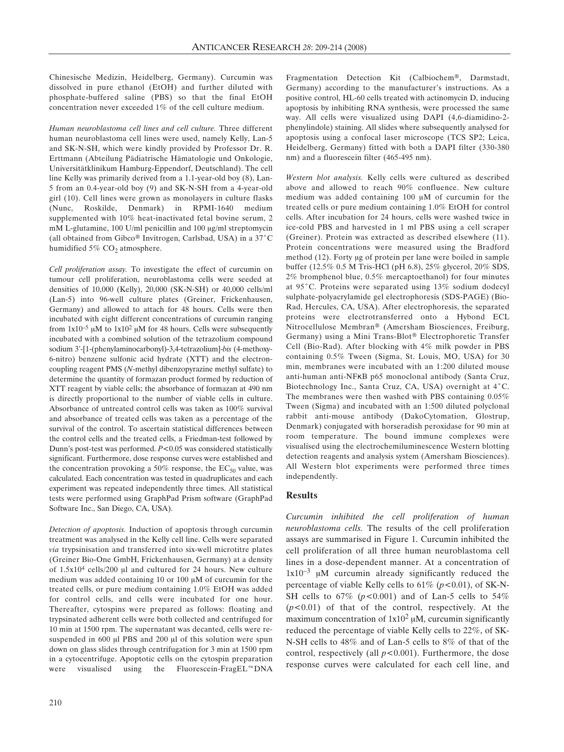Chinesische Medizin, Heidelberg, Germany). Curcumin was dissolved in pure ethanol (EtOH) and further diluted with phosphate-buffered saline (PBS) so that the final EtOH concentration never exceeded 1% of the cell culture medium.

*Human neuroblastoma cell lines and cell culture.* Three different human neuroblastoma cell lines were used, namely Kelly, Lan-5 and SK-N-SH, which were kindly provided by Professor Dr. R. Erttmann (Abteilung Pädiatrische Hämatologie und Onkologie, Universitätklinikum Hamburg-Eppendorf, Deutschland). The cell line Kelly was primarily derived from a 1.1-year-old boy (8), Lan-5 from an 0.4-year-old boy (9) and SK-N-SH from a 4-year-old girl (10). Cell lines were grown as monolayers in culture flasks (Nunc, Roskilde, Denmark) in RPMI-1640 medium supplemented with 10% heat-inactivated fetal bovine serum, 2 mM L-glutamine, 100 U/ml penicillin and 100 μg/ml streptomycin (all obtained from Gibco® Invitrogen, Carlsbad, USA) in a 37˚C humidified 5% $CO_2$ atmosphere.

*Cell proliferation assay.* To investigate the effect of curcumin on tumour cell proliferation, neuroblastoma cells were seeded at densities of 10,000 (Kelly), 20,000 (SK-N-SH) or 40,000 cells/ml (Lan-5) into 96-well culture plates (Greiner, Frickenhausen, Germany) and allowed to attach for 48 hours. Cells were then incubated with eight different concentrations of curcumin ranging from $1x10^{-5}$ μM to $1x10^{2}$ μM for 48 hours. Cells were subsequently incubated with a combined solution of the tetrazolium compound sodium 3'-[1-(phenylaminocarbonyl)-3,4-tetrazolium]-*bis* (4-methoxy-6-nitro) benzene sulfonic acid hydrate (XTT) and the electron-coupling reagent PMS (*N*-methyl dibenzopyrazine methyl sulfate) to determine the quantity of formazan product formed by reduction of XTT reagent by viable cells; the absorbance of formazan at 490 nm is directly proportional to the number of viable cells in culture. Absorbance of untreated control cells was taken as 100% survival and absorbance of treated cells was taken as a percentage of the survival of the control. To ascertain statistical differences between the control cells and the treated cells, a Friedman-test followed by Dunn's post-test was performed. $P<0.05$ was considered statistically significant. Furthermore, dose response curves were established and the concentration provoking a 50% response, the $EC_{50}$ value, was calculated. Each concentration was tested in quadruplicates and each experiment was repeated independently three times. All statistical tests were performed using GraphPad Prism software (GraphPad Software Inc., San Diego, CA, USA).

*Detection of apoptosis.* Induction of apoptosis through curcumin treatment was analysed in the Kelly cell line. Cells were separated *via* trypsinisation and transferred into six-well microtitre plates (Greiner Bio-One GmbH, Frickenhausen, Germany) at a density of $1.5x10^{4}$ cells/200 μl and cultured for 24 hours. New culture medium was added containing 10 or 100 μM of curcumin for the treated cells, or pure medium containing 1.0% EtOH was added for control cells, and cells were incubated for one hour. Thereafter, cytospins were prepared as follows: floating and trypsinated adherent cells were both collected and centrifuged for 10 min at 1500 rpm. The supernatant was decanted, cells were re-suspended in 600 μl PBS and 200 μl of this solution were spun down on glass slides through centrifugation for 3 min at 1500 rpm in a cytocentrifuge. Apoptotic cells on the cytospin preparation were visualised using the Fluorescein-FragEL™DNA Fragmentation Detection Kit (Calbiochem®, Darmstadt, Germany) according to the manufacturer's instructions. As a positive control, HL-60 cells treated with actinomycin D, inducing apoptosis by inhibiting RNA synthesis, were processed the same way. All cells were visualized using DAPI (4,6-diamidino-2-phenylindole) staining. All slides where subsequently analysed for apoptosis using a confocal laser microscope (TCS SP2; Leica, Heidelberg, Germany) fitted with both a DAPI filter (330-380 nm) and a fluorescein filter (465-495 nm).

*Western blot analysis.* Kelly cells were cultured as described above and allowed to reach 90% confluence. New culture medium was added containing 100 μM of curcumin for the treated cells or pure medium containing 1.0% EtOH for control cells. After incubation for 24 hours, cells were washed twice in ice-cold PBS and harvested in 1 ml PBS using a cell scraper (Greiner). Protein was extracted as described elsewhere (11). Protein concentrations were measured using the Bradford method (12). Forty μg of protein per lane were boiled in sample buffer (12.5% 0.5 M Tris-HCl (pH 6.8), 25% glycerol, 20% SDS, 2% bromphenol blue, 0.5% mercaptoethanol) for four minutes at 95˚C. Proteins were separated using 13% sodium dodecyl sulphate-polyacrylamide gel electrophoresis (SDS-PAGE) (Bio-Rad, Hercules, CA, USA). After electrophoresis, the separated proteins were electrotransferred onto a Hybond ECL Nitrocellulose Membran® (Amersham Biosciences, Freiburg, Germany) using a Mini Trans-Blot® Electrophoretic Transfer Cell (Bio-Rad). After blocking with 4% milk powder in PBS containing 0.5% Tween (Sigma, St. Louis, MO, USA) for 30 min, membranes were incubated with an 1:200 diluted mouse anti-human anti-NFκB p65 monoclonal antibody (Santa Cruz, Biotechnology Inc., Santa Cruz, CA, USA) overnight at 4˚C. The membranes were then washed with PBS containing 0.05% Tween (Sigma) and incubated with an 1:500 diluted polyclonal rabbit anti-mouse antibody (DakoCytomation, Glostrup, Denmark) conjugated with horseradish peroxidase for 90 min at room temperature. The bound immune complexes were visualised using the electrochemiluminescence Western blotting detection reagents and analysis system (Amersham Biosciences). All Western blot experiments were performed three times independently.

## Results

*Curcumin inhibited the cell proliferation of human neuroblastoma cells.* The results of the cell proliferation assays are summarised in Figure 1. Curcumin inhibited the cell proliferation of all three human neuroblastoma cell lines in a dose-dependent manner. At a concentration of $1x10^{-3}$ μM curcumin already significantly reduced the percentage of viable Kelly cells to 61% ($p<0.01$), of SK-N-SH cells to 67% ($p<0.001$) and of Lan-5 cells to 54% ($p<0.01$) of that of the control, respectively. At the maximum concentration of $1x10^{2}$ μM, curcumin significantly reduced the percentage of viable Kelly cells to 22%, of SK-N-SH cells to 48% and of Lan-5 cells to 8% of that of the control, respectively (all $p<0.001$). Furthermore, the dose response curves were calculated for each cell line, and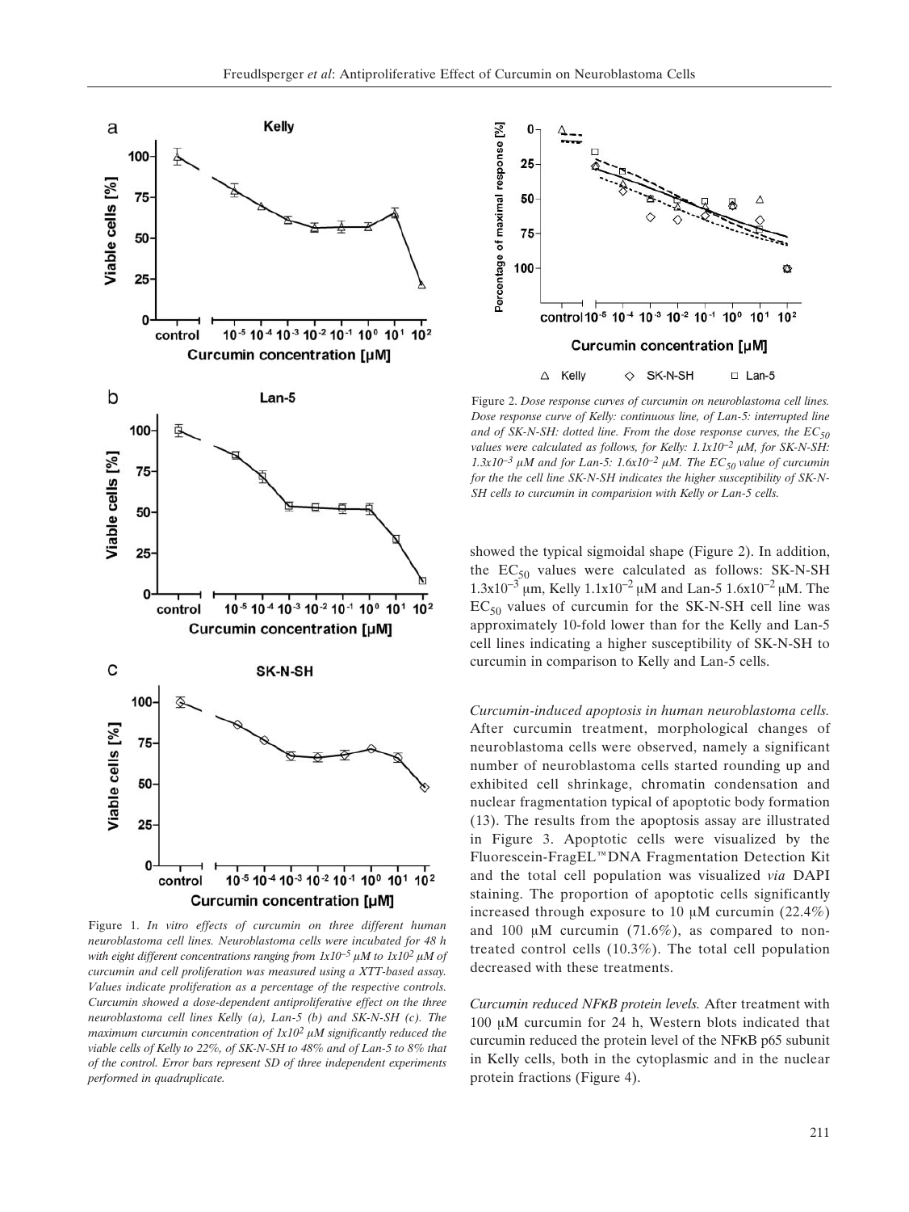Figure 1. *In vitro effects of curcumin on three different human neuroblastoma cell lines. Neuroblastoma cells were incubated for 48 h with eight different concentrations ranging from $1x10^{-5}$ μM to $1x10^{2}$ μM of curcumin and cell proliferation was measured using a XTT-based assay. Values indicate proliferation as a percentage of the respective controls. Curcumin showed a dose-dependent antiproliferative effect on the three neuroblastoma cell lines Kelly (a), Lan-5 (b) and SK-N-SH (c). The maximum curcumin concentration of $1x10^{2}$ μM significantly reduced the viable cells of Kelly to 22%, of SK-N-SH to 48% and of Lan-5 to 8% that of the control. Error bars represent SD of three independent experiments performed in quadruplicate.*

Figure 2. *Dose response curves of curcumin on neuroblastoma cell lines. Dose response curve of Kelly: continuous line, of Lan-5: interrupted line and of SK-N-SH: dotted line. From the dose response curves, the $EC_{50}$ values were calculated as follows, for Kelly: $1.1x10^{-2}$ μM, for SK-N-SH: $1.3x10^{-3}$ μM and for Lan-5: $1.6x10^{-2}$ μM. The $EC_{50}$ value of curcumin for the the cell line SK-N-SH indicates the higher susceptibility of SK-N-SH cells to curcumin in comparision with Kelly or Lan-5 cells.*

showed the typical sigmoidal shape (Figure 2). In addition, the $EC_{50}$ values were calculated as follows: SK-N-SH $1.3x10^{-3}$ μm, Kelly $1.1x10^{-2}$ μM and Lan-5 $1.6x10^{-2}$ μM. The $EC_{50}$ values of curcumin for the SK-N-SH cell line was approximately 10-fold lower than for the Kelly and Lan-5 cell lines indicating a higher susceptibility of SK-N-SH to curcumin in comparison to Kelly and Lan-5 cells.

*Curcumin-induced apoptosis in human neuroblastoma cells.* After curcumin treatment, morphological changes of neuroblastoma cells were observed, namely a significant number of neuroblastoma cells started rounding up and exhibited cell shrinkage, chromatin condensation and nuclear fragmentation typical of apoptotic body formation (13). The results from the apoptosis assay are illustrated in Figure 3. Apoptotic cells were visualized by the Fluorescein-FragEL™DNA Fragmentation Detection Kit and the total cell population was visualized *via* DAPI staining. The proportion of apoptotic cells significantly increased through exposure to 10 μM curcumin (22.4%) and 100 μM curcumin (71.6%), as compared to non-treated control cells (10.3%). The total cell population decreased with these treatments.

*Curcumin reduced NFκB protein levels.* After treatment with 100 μM curcumin for 24 h, Western blots indicated that curcumin reduced the protein level of the NFκB p65 subunit in Kelly cells, both in the cytoplasmic and in the nuclear protein fractions (Figure 4).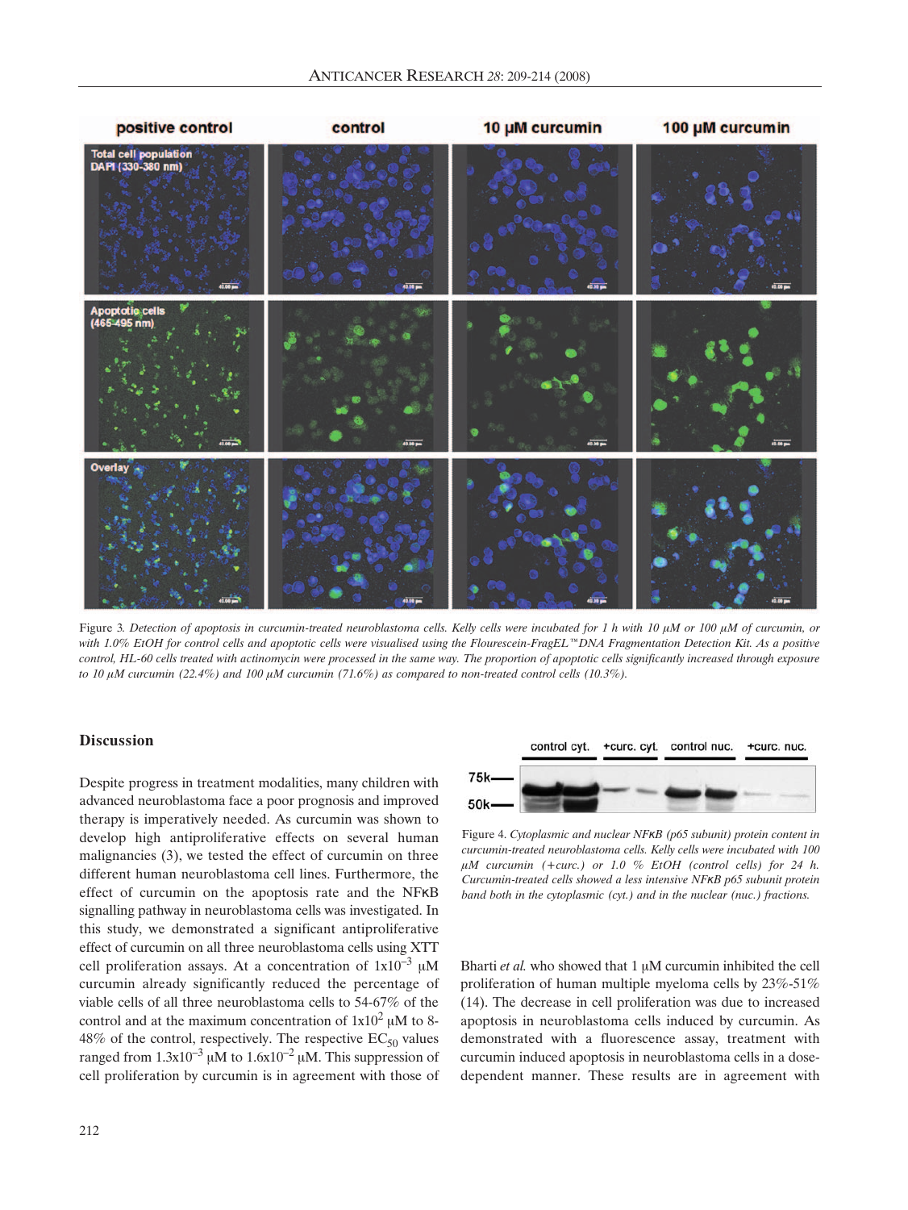Figure 3. *Detection of apoptosis in curcumin-treated neuroblastoma cells. Kelly cells were incubated for 1 h with 10 μM or 100 μM of curcumin, or with 1.0% EtOH for control cells and apoptotic cells were visualised using the Flourescein-FragEL™DNA Fragmentation Detection Kit. As a positive control, HL-60 cells treated with actinomycin were processed in the same way. The proportion of apoptotic cells significantly increased through exposure to 10 μM curcumin (22.4%) and 100 μM curcumin (71.6%) as compared to non-treated control cells (10.3%).*

Figure 4. *Cytoplasmic and nuclear NFκB (p65 subunit) protein content in curcumin-treated neuroblastoma cells. Kelly cells were incubated with 100 μM curcumin (+curc.) or 1.0 % EtOH (control cells) for 24 h. Curcumin-treated cells showed a less intensive NFκB p65 subunit protein band both in the cytoplasmic (cyt.) and in the nuclear (nuc.) fractions.*

## Discussion

Despite progress in treatment modalities, many children with advanced neuroblastoma face a poor prognosis and improved therapy is imperatively needed. As curcumin was shown to develop high antiproliferative effects on several human malignancies (3), we tested the effect of curcumin on three different human neuroblastoma cell lines. Furthermore, the effect of curcumin on the apoptosis rate and the NFκB signalling pathway in neuroblastoma cells was investigated. In this study, we demonstrated a significant antiproliferative effect of curcumin on all three neuroblastoma cells using XTT cell proliferation assays. At a concentration of $1x10^{-3}$ μM curcumin already significantly reduced the percentage of viable cells of all three neuroblastoma cells to 54-67% of the control and at the maximum concentration of $1x10^{2}$ μM to 8-48% of the control, respectively. The respective $EC_{50}$ values ranged from $1.3x10^{-3}$ μM to $1.6x10^{-2}$ μM. This suppression of cell proliferation by curcumin is in agreement with those of Bharti *et al.* who showed that 1 μM curcumin inhibited the cell proliferation of human multiple myeloma cells by 23%-51% (14). The decrease in cell proliferation was due to increased apoptosis in neuroblastoma cells induced by curcumin. As demonstrated with a fluorescence assay, treatment with curcumin induced apoptosis in neuroblastoma cells in a dose-dependent manner. These results are in agreement with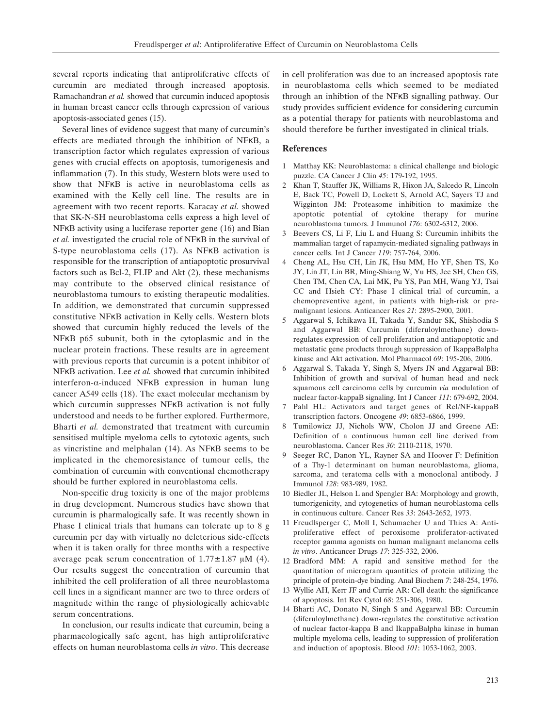several reports indicating that antiproliferative effects of curcumin are mediated through increased apoptosis. Ramachandran *et al.* showed that curcumin induced apoptosis in human breast cancer cells through expression of various apoptosis-associated genes (15).

Several lines of evidence suggest that many of curcumin's effects are mediated through the inhibition of NFκB, a transcription factor which regulates expression of various genes with crucial effects on apoptosis, tumorigenesis and inflammation (7). In this study, Western blots were used to show that NFκB is active in neuroblastoma cells as examined with the Kelly cell line. The results are in agreement with two recent reports. Karacay *et al.* showed that SK-N-SH neuroblastoma cells express a high level of NFκB activity using a luciferase reporter gene (16) and Bian *et al.* investigated the crucial role of NFκB in the survival of S-type neuroblastoma cells (17). As NFκB activation is responsible for the transcription of antiapoptotic prosurvival factors such as Bcl-2, FLIP and Akt (2), these mechanisms may contribute to the observed clinical resistance of neuroblastoma tumours to existing therapeutic modalities. In addition, we demonstrated that curcumin suppressed constitutive NFκB activation in Kelly cells. Western blots showed that curcumin highly reduced the levels of the NFκB p65 subunit, both in the cytoplasmic and in the nuclear protein fractions. These results are in agreement with previous reports that curcumin is a potent inhibitor of NFκB activation. Lee *et al.* showed that curcumin inhibited interferon-α-induced NFκB expression in human lung cancer A549 cells (18). The exact molecular mechanism by which curcumin suppresses NFκB activation is not fully understood and needs to be further explored. Furthermore, Bharti *et al.* demonstrated that treatment with curcumin sensitised multiple myeloma cells to cytotoxic agents, such as vincristine and melphalan (14). As NFκB seems to be implicated in the chemoresistance of tumour cells, the combination of curcumin with conventional chemotherapy should be further explored in neuroblastoma cells.

Non-specific drug toxicity is one of the major problems in drug development. Numerous studies have shown that curcumin is pharmalogically safe. It was recently shown in Phase I clinical trials that humans can tolerate up to 8 g curcumin per day with virtually no deleterious side-effects when it is taken orally for three months with a respective average peak serum concentration of $1.77 \pm 1.87$ μM (4). Our results suggest the concentration of curcumin that inhibited the cell proliferation of all three neuroblastoma cell lines in a significant manner are two to three orders of magnitude within the range of physiologically achievable serum concentrations.

In conclusion, our results indicate that curcumin, being a pharmacologically safe agent, has high antiproliferative effects on human neuroblastoma cells *in vitro*. This decrease in cell proliferation was due to an increased apoptosis rate in neuroblastoma cells which seemed to be mediated through an inhibtion of the NFκB signalling pathway. Our study provides sufficient evidence for considering curcumin as a potential therapy for patients with neuroblastoma and should therefore be further investigated in clinical trials.

## References

1. Matthay KK: Neuroblastoma: a clinical challenge and biologic puzzle. CA Cancer J Clin *45*: 179-192, 1995.
2. Khan T, Stauffer JK, Williams R, Hixon JA, Salcedo R, Lincoln E, Back TC, Powell D, Lockett S, Arnold AC, Sayers TJ and Wigginton JM: Proteasome inhibition to maximize the apoptotic potential of cytokine therapy for murine neuroblastoma tumors. J Immunol *176*: 6302-6312, 2006.
3. Beevers CS, Li F, Liu L and Huang S: Curcumin inhibits the mammalian target of rapamycin-mediated signaling pathways in cancer cells. Int J Cancer *119*: 757-764, 2006.
4. Cheng AL, Hsu CH, Lin JK, Hsu MM, Ho YF, Shen TS, Ko JY, Lin JT, Lin BR, Ming-Shiang W, Yu HS, Jee SH, Chen GS, Chen TM, Chen CA, Lai MK, Pu YS, Pan MH, Wang YJ, Tsai CC and Hsieh CY: Phase I clinical trial of curcumin, a chemopreventive agent, in patients with high-risk or pre-malignant lesions. Anticancer Res *21*: 2895-2900, 2001.
5. Aggarwal S, Ichikawa H, Takada Y, Sandur SK, Shishodia S and Aggarwal BB: Curcumin (diferuloylmethane) down-regulates expression of cell proliferation and antiapoptotic and metastatic gene products through suppression of IkappaBalpha kinase and Akt activation. Mol Pharmacol *69*: 195-206, 2006.
6. Aggarwal S, Takada Y, Singh S, Myers JN and Aggarwal BB: Inhibition of growth and survival of human head and neck squamous cell carcinoma cells by curcumin *via* modulation of nuclear factor-kappaB signaling. Int J Cancer *111*: 679-692, 2004.
7. Pahl HL: Activators and target genes of Rel/NF-kappaB transcription factors. Oncogene *49*: 6853-6866, 1999.
8. Tumilowicz JJ, Nichols WW, Cholon JJ and Greene AE: Definition of a continuous human cell line derived from neuroblastoma. Cancer Res *30*: 2110-2118, 1970.
9. Seeger RC, Danon YL, Rayner SA and Hoover F: Definition of a Thy-1 determinant on human neuroblastoma, glioma, sarcoma, and teratoma cells with a monoclonal antibody. J Immunol *128*: 983-989, 1982.
10. Biedler JL, Helson L and Spengler BA: Morphology and growth, tumorigenicity, and cytogenetics of human neuroblastoma cells in continuous culture. Cancer Res *33*: 2643-2652, 1973.
11. Freudlsperger C, Moll I, Schumacher U and Thies A: Anti-proliferative effect of peroxisome proliferator-activated receptor gamma agonists on human malignant melanoma cells *in vitro*. Anticancer Drugs *17*: 325-332, 2006.
12. Bradford MM: A rapid and sensitive method for the quantitation of microgram quantities of protein utilizing the principle of protein-dye binding. Anal Biochem *7*: 248-254, 1976.
13. Wyllie AH, Kerr JF and Currie AR: Cell death: the significance of apoptosis. Int Rev Cytol *68*: 251-306, 1980.
14. Bharti AC, Donato N, Singh S and Aggarwal BB: Curcumin (diferuloylmethane) down-regulates the constitutive activation of nuclear factor-kappa B and IkappaBalpha kinase in human multiple myeloma cells, leading to suppression of proliferation and induction of apoptosis. Blood *101*: 1053-1062, 2003.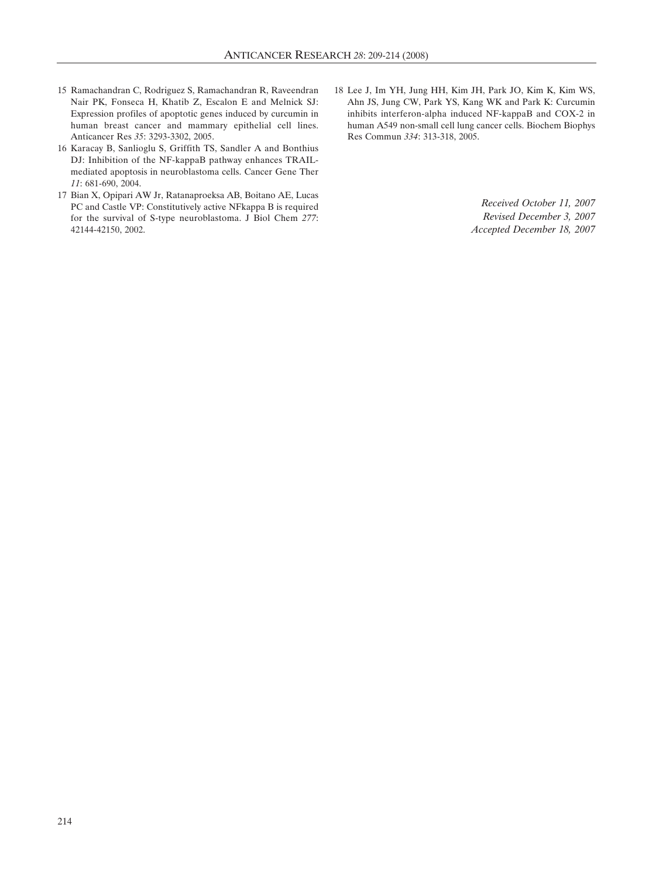15 Ramachandran C, Rodriguez S, Ramachandran R, Raveendran Nair PK, Fonseca H, Khatib Z, Escalon E and Melnick SJ: Expression profiles of apoptotic genes induced by curcumin in human breast cancer and mammary epithelial cell lines. Anticancer Res *35*: 3293-3302, 2005.

16 Karacay B, Sanlioglu S, Griffith TS, Sandler A and Bonthius DJ: Inhibition of the NF-kappaB pathway enhances TRAIL-mediated apoptosis in neuroblastoma cells. Cancer Gene Ther *11*: 681-690, 2004.

17 Bian X, Opipari AW Jr, Ratanaproeksa AB, Boitano AE, Lucas PC and Castle VP: Constitutively active NFkappa B is required for the survival of S-type neuroblastoma. J Biol Chem *277*: 42144-42150, 2002.

18 Lee J, Im YH, Jung HH, Kim JH, Park JO, Kim K, Kim WS, Ahn JS, Jung CW, Park YS, Kang WK and Park K: Curcumin inhibits interferon-alpha induced NF-kappaB and COX-2 in human A549 non-small cell lung cancer cells. Biochem Biophys Res Commun *334*: 313-318, 2005.

*Received October 11, 2007*
*Revised December 3, 2007*
*Accepted December 18, 2007*